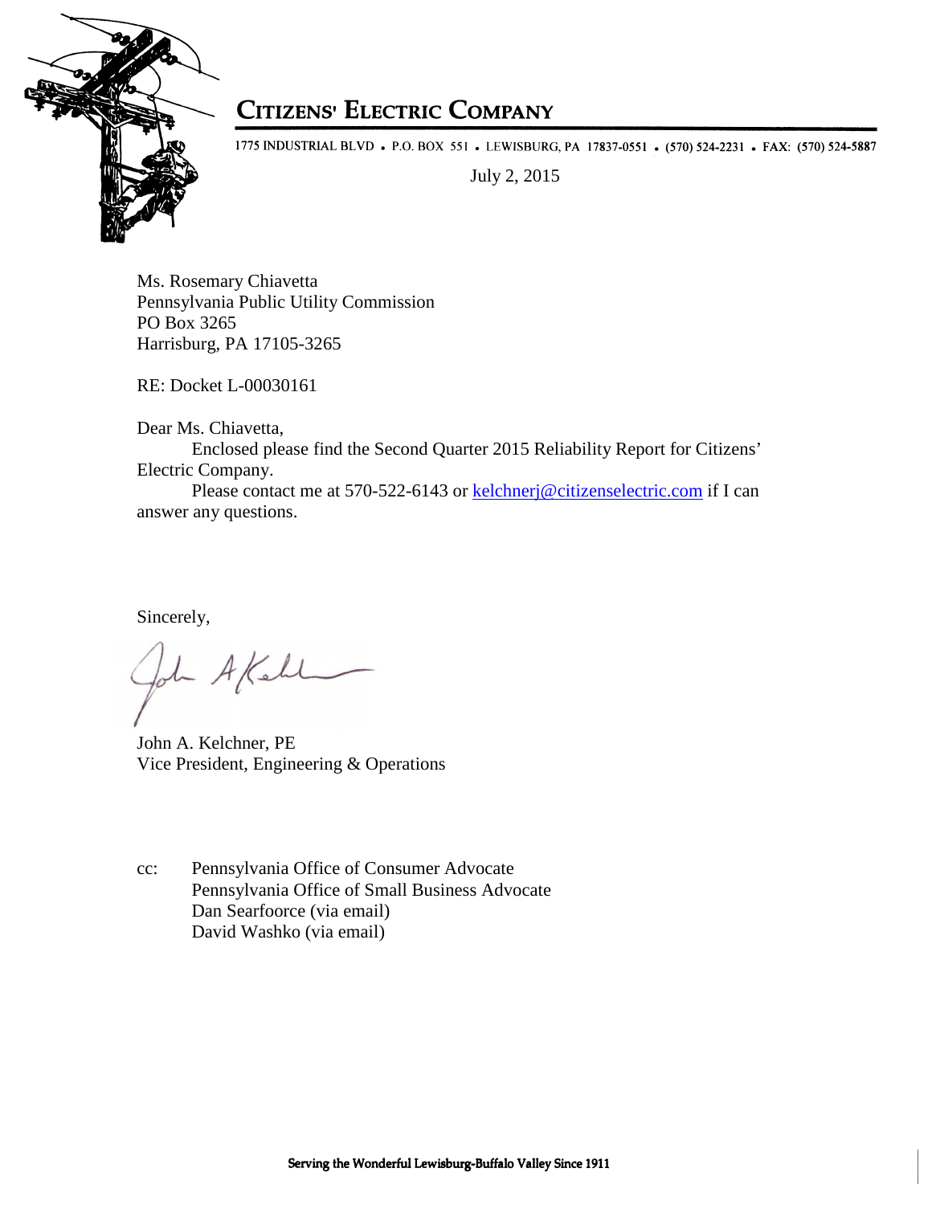# CITIZENS' ELECTRIC COMPANY

1775 INDUSTRIAL BLVD • P.O. BOX 551 • LEWISBURG, PA 17837-0551 • (570) 524-2231 • FAX: (570) 524-5887

July 2, 2015

Ms. Rosemary Chiavetta
Pennsylvania Public Utility Commission
PO Box 3265
Harrisburg, PA 17105-3265

RE: Docket L-00030161

Dear Ms. Chiavetta,

Enclosed please find the Second Quarter 2015 Reliability Report for Citizens' Electric Company.

Please contact me at 570-522-6143 or kelchnerj@citizenselectric.com if I can answer any questions.

Sincerely,

John A. Kelchner, PE
Vice President, Engineering & Operations

cc: Pennsylvania Office of Consumer Advocate
Pennsylvania Office of Small Business Advocate
Dan Searfoorce (via email)
David Washko (via email)

Serving the Wonderful Lewisburg-Buffalo Valley Since 1911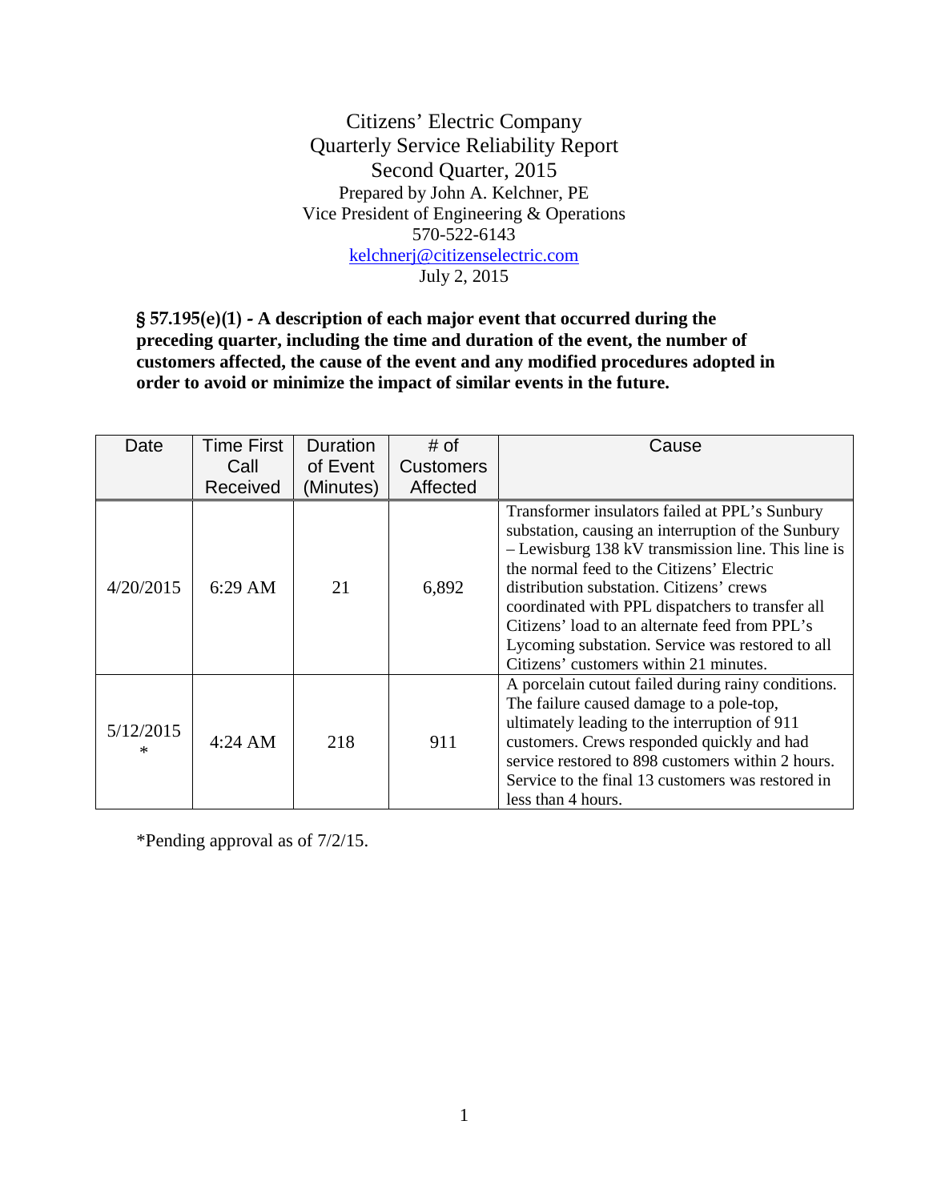Citizens' Electric Company
Quarterly Service Reliability Report
Second Quarter, 2015
Prepared by John A. Kelchner, PE
Vice President of Engineering & Operations
570-522-6143
kelchnerj@citizenselectric.com
July 2, 2015

**§ 57.195(e)(1) - A description of each major event that occurred during the preceding quarter, including the time and duration of the event, the number of customers affected, the cause of the event and any modified procedures adopted in order to avoid or minimize the impact of similar events in the future.**

| Date | Time First Call Received | Duration of Event (Minutes) | # of Customers Affected | Cause |
|---|---|---|---|---|
| 4/20/2015 | 6:29 AM | 21 | 6,892 | Transformer insulators failed at PPL's Sunbury substation, causing an interruption of the Sunbury – Lewisburg 138 kV transmission line. This line is the normal feed to the Citizens' Electric distribution substation. Citizens' crews coordinated with PPL dispatchers to transfer all Citizens' load to an alternate feed from PPL's Lycoming substation. Service was restored to all Citizens' customers within 21 minutes. |
| 5/12/2015 * | 4:24 AM | 218 | 911 | A porcelain cutout failed during rainy conditions. The failure caused damage to a pole-top, ultimately leading to the interruption of 911 customers. Crews responded quickly and had service restored to 898 customers within 2 hours. Service to the final 13 customers was restored in less than 4 hours. |

*Pending approval as of 7/2/15.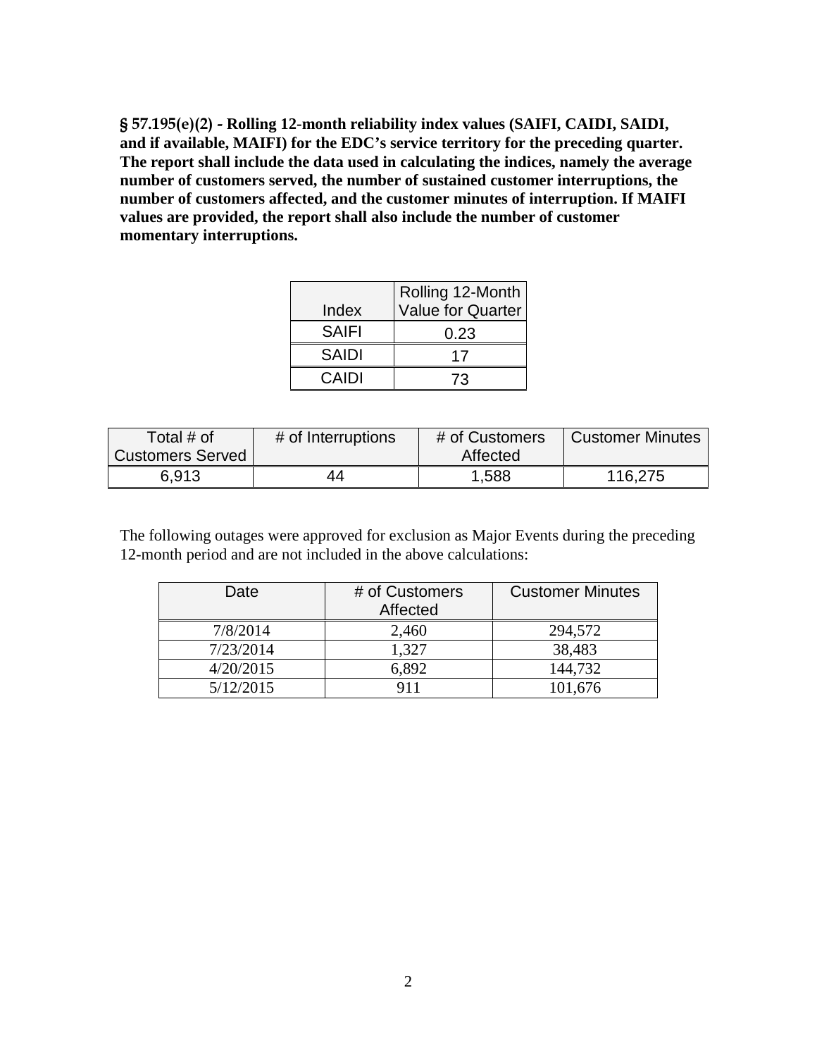**§ 57.195(e)(2) - Rolling 12-month reliability index values (SAIFI, CAIDI, SAIDI, and if available, MAIFI) for the EDC's service territory for the preceding quarter. The report shall include the data used in calculating the indices, namely the average number of customers served, the number of sustained customer interruptions, the number of customers affected, and the customer minutes of interruption. If MAIFI values are provided, the report shall also include the number of customer momentary interruptions.**

| Index | Rolling 12-Month Value for Quarter |
|---|---|
| SAIFI | 0.23 |
| SAIDI | 17 |
| CAIDI | 73 |

| Total # of Customers Served | # of Interruptions | # of Customers Affected | Customer Minutes |
|---|---|---|---|
| 6,913 | 44 | 1,588 | 116,275 |

The following outages were approved for exclusion as Major Events during the preceding 12-month period and are not included in the above calculations:

| Date | # of Customers Affected | Customer Minutes |
|---|---|---|
| 7/8/2014 | 2,460 | 294,572 |
| 7/23/2014 | 1,327 | 38,483 |
| 4/20/2015 | 6,892 | 144,732 |
| 5/12/2015 | 911 | 101,676 |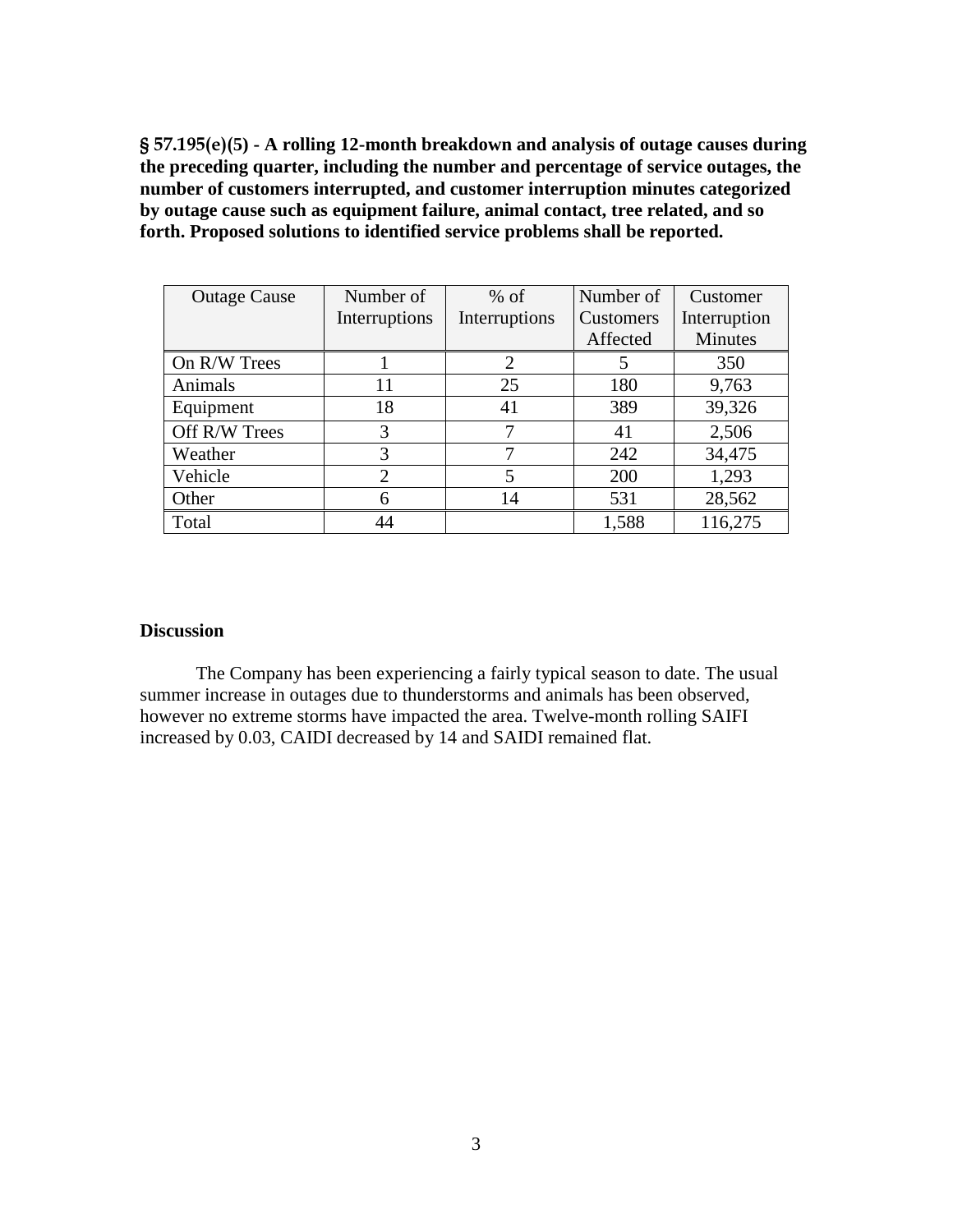**§ 57.195(e)(5) - A rolling 12-month breakdown and analysis of outage causes during the preceding quarter, including the number and percentage of service outages, the number of customers interrupted, and customer interruption minutes categorized by outage cause such as equipment failure, animal contact, tree related, and so forth. Proposed solutions to identified service problems shall be reported.**

| Outage Cause | Number of Interruptions | % of Interruptions | Number of Customers Affected | Customer Interruption Minutes |
|---|---|---|---|---|
| On R/W Trees | 1 | 2 | 5 | 350 |
| Animals | 11 | 25 | 180 | 9,763 |
| Equipment | 18 | 41 | 389 | 39,326 |
| Off R/W Trees | 3 | 7 | 41 | 2,506 |
| Weather | 3 | 7 | 242 | 34,475 |
| Vehicle | 2 | 5 | 200 | 1,293 |
| Other | 6 | 14 | 531 | 28,562 |
| Total | 44 | | 1,588 | 116,275 |

**Discussion**

The Company has been experiencing a fairly typical season to date. The usual summer increase in outages due to thunderstorms and animals has been observed, however no extreme storms have impacted the area. Twelve-month rolling SAIFI increased by 0.03, CAIDI decreased by 14 and SAIDI remained flat.